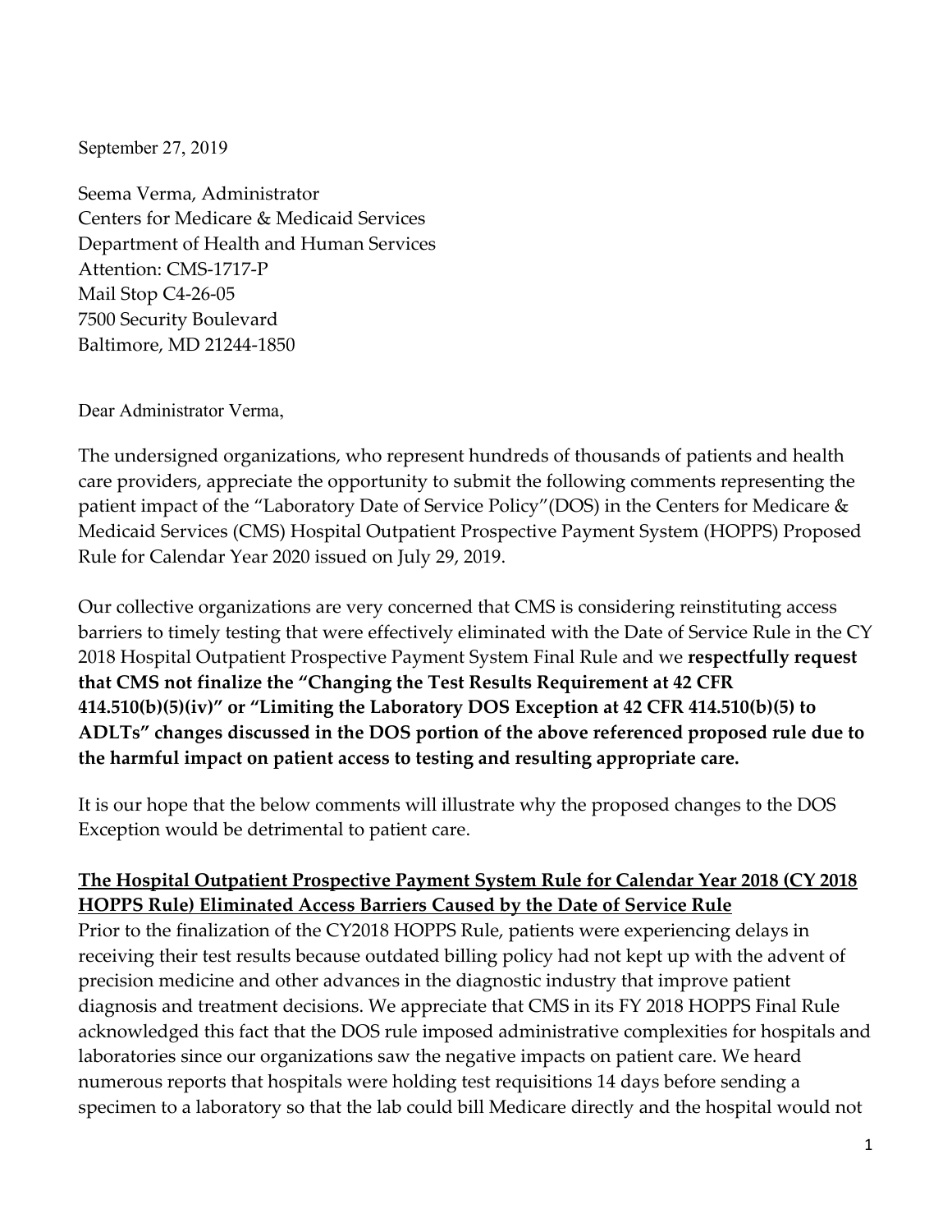September 27, 2019

Seema Verma, Administrator
Centers for Medicare & Medicaid Services
Department of Health and Human Services
Attention: CMS-1717-P
Mail Stop C4-26-05
7500 Security Boulevard
Baltimore, MD 21244-1850

Dear Administrator Verma,

The undersigned organizations, who represent hundreds of thousands of patients and health care providers, appreciate the opportunity to submit the following comments representing the patient impact of the "Laboratory Date of Service Policy"(DOS) in the Centers for Medicare & Medicaid Services (CMS) Hospital Outpatient Prospective Payment System (HOPPS) Proposed Rule for Calendar Year 2020 issued on July 29, 2019.

Our collective organizations are very concerned that CMS is considering reinstituting access barriers to timely testing that were effectively eliminated with the Date of Service Rule in the CY 2018 Hospital Outpatient Prospective Payment System Final Rule and we **respectfully request that CMS not finalize the "Changing the Test Results Requirement at 42 CFR 414.510(b)(5)(iv)" or "Limiting the Laboratory DOS Exception at 42 CFR 414.510(b)(5) to ADLTs" changes discussed in the DOS portion of the above referenced proposed rule due to the harmful impact on patient access to testing and resulting appropriate care.**

It is our hope that the below comments will illustrate why the proposed changes to the DOS Exception would be detrimental to patient care.

**The Hospital Outpatient Prospective Payment System Rule for Calendar Year 2018 (CY 2018 HOPPS Rule) Eliminated Access Barriers Caused by the Date of Service Rule**

Prior to the finalization of the CY2018 HOPPS Rule, patients were experiencing delays in receiving their test results because outdated billing policy had not kept up with the advent of precision medicine and other advances in the diagnostic industry that improve patient diagnosis and treatment decisions. We appreciate that CMS in its FY 2018 HOPPS Final Rule acknowledged this fact that the DOS rule imposed administrative complexities for hospitals and laboratories since our organizations saw the negative impacts on patient care. We heard numerous reports that hospitals were holding test requisitions 14 days before sending a specimen to a laboratory so that the lab could bill Medicare directly and the hospital would not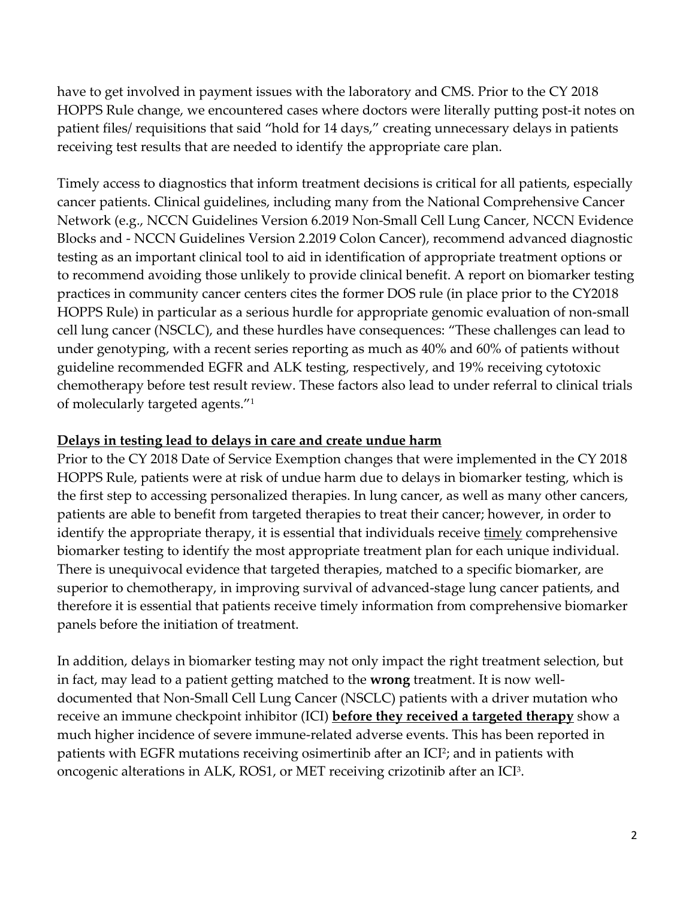have to get involved in payment issues with the laboratory and CMS. Prior to the CY 2018 HOPPS Rule change, we encountered cases where doctors were literally putting post-it notes on patient files/ requisitions that said "hold for 14 days," creating unnecessary delays in patients receiving test results that are needed to identify the appropriate care plan.

Timely access to diagnostics that inform treatment decisions is critical for all patients, especially cancer patients. Clinical guidelines, including many from the National Comprehensive Cancer Network (e.g., NCCN Guidelines Version 6.2019 Non-Small Cell Lung Cancer, NCCN Evidence Blocks and - NCCN Guidelines Version 2.2019 Colon Cancer), recommend advanced diagnostic testing as an important clinical tool to aid in identification of appropriate treatment options or to recommend avoiding those unlikely to provide clinical benefit. A report on biomarker testing practices in community cancer centers cites the former DOS rule (in place prior to the CY2018 HOPPS Rule) in particular as a serious hurdle for appropriate genomic evaluation of non-small cell lung cancer (NSCLC), and these hurdles have consequences: "These challenges can lead to under genotyping, with a recent series reporting as much as 40% and 60% of patients without guideline recommended EGFR and ALK testing, respectively, and 19% receiving cytotoxic chemotherapy before test result review. These factors also lead to under referral to clinical trials of molecularly targeted agents."[1]

**Delays in testing lead to delays in care and create undue harm**

Prior to the CY 2018 Date of Service Exemption changes that were implemented in the CY 2018 HOPPS Rule, patients were at risk of undue harm due to delays in biomarker testing, which is the first step to accessing personalized therapies. In lung cancer, as well as many other cancers, patients are able to benefit from targeted therapies to treat their cancer; however, in order to identify the appropriate therapy, it is essential that individuals receive timely comprehensive biomarker testing to identify the most appropriate treatment plan for each unique individual. There is unequivocal evidence that targeted therapies, matched to a specific biomarker, are superior to chemotherapy, in improving survival of advanced-stage lung cancer patients, and therefore it is essential that patients receive timely information from comprehensive biomarker panels before the initiation of treatment.

In addition, delays in biomarker testing may not only impact the right treatment selection, but in fact, may lead to a patient getting matched to the **wrong** treatment. It is now well-documented that Non-Small Cell Lung Cancer (NSCLC) patients with a driver mutation who receive an immune checkpoint inhibitor (ICI) **before they received a targeted therapy** show a much higher incidence of severe immune-related adverse events. This has been reported in patients with EGFR mutations receiving osimertinib after an ICI[2]; and in patients with oncogenic alterations in ALK, ROS1, or MET receiving crizotinib after an ICI[3].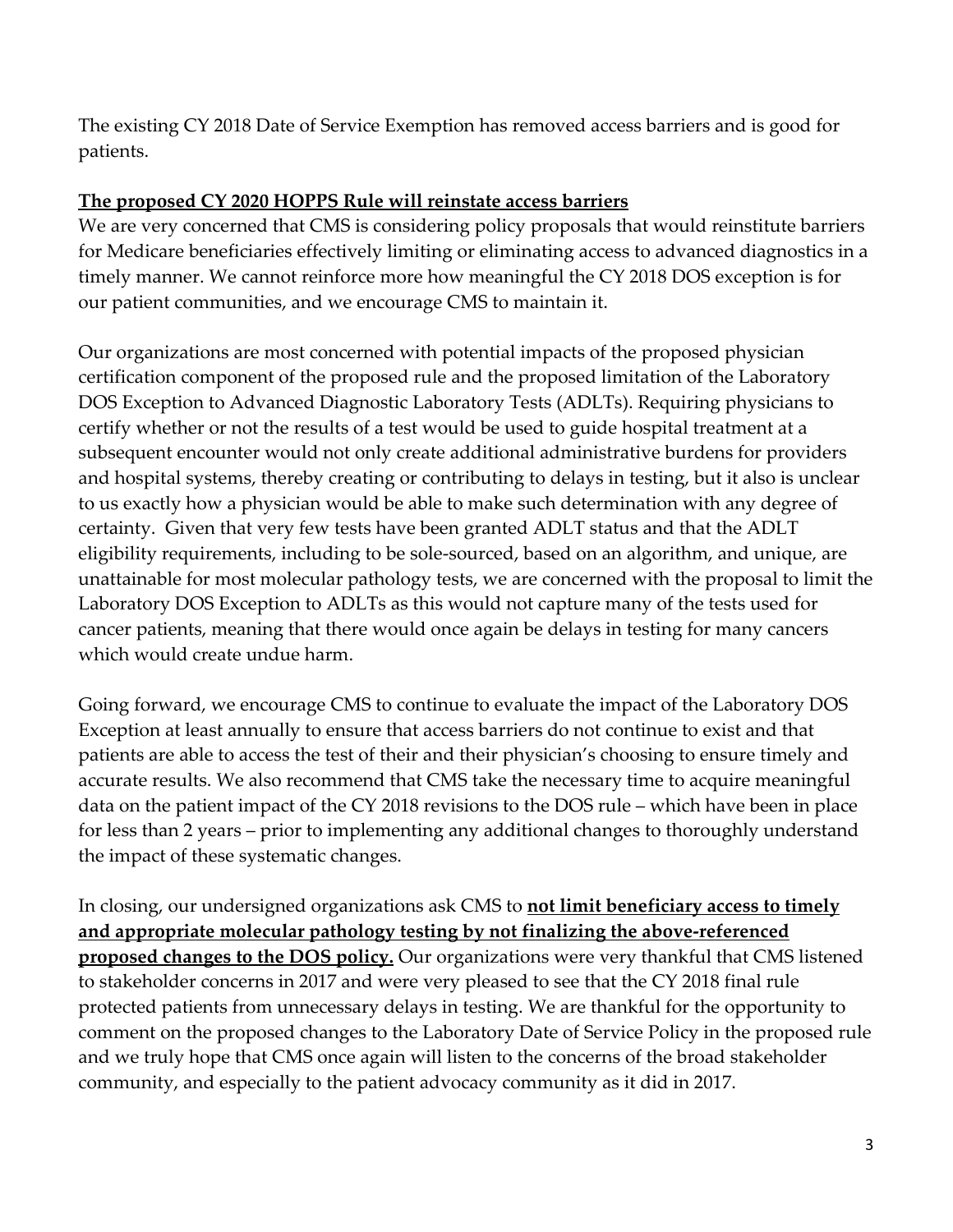The existing CY 2018 Date of Service Exemption has removed access barriers and is good for patients.

**The proposed CY 2020 HOPPS Rule will reinstate access barriers**

We are very concerned that CMS is considering policy proposals that would reinstitute barriers for Medicare beneficiaries effectively limiting or eliminating access to advanced diagnostics in a timely manner. We cannot reinforce more how meaningful the CY 2018 DOS exception is for our patient communities, and we encourage CMS to maintain it.

Our organizations are most concerned with potential impacts of the proposed physician certification component of the proposed rule and the proposed limitation of the Laboratory DOS Exception to Advanced Diagnostic Laboratory Tests (ADLTs). Requiring physicians to certify whether or not the results of a test would be used to guide hospital treatment at a subsequent encounter would not only create additional administrative burdens for providers and hospital systems, thereby creating or contributing to delays in testing, but it also is unclear to us exactly how a physician would be able to make such determination with any degree of certainty. Given that very few tests have been granted ADLT status and that the ADLT eligibility requirements, including to be sole-sourced, based on an algorithm, and unique, are unattainable for most molecular pathology tests, we are concerned with the proposal to limit the Laboratory DOS Exception to ADLTs as this would not capture many of the tests used for cancer patients, meaning that there would once again be delays in testing for many cancers which would create undue harm.

Going forward, we encourage CMS to continue to evaluate the impact of the Laboratory DOS Exception at least annually to ensure that access barriers do not continue to exist and that patients are able to access the test of their and their physician's choosing to ensure timely and accurate results. We also recommend that CMS take the necessary time to acquire meaningful data on the patient impact of the CY 2018 revisions to the DOS rule – which have been in place for less than 2 years – prior to implementing any additional changes to thoroughly understand the impact of these systematic changes.

In closing, our undersigned organizations ask CMS to **not limit beneficiary access to timely and appropriate molecular pathology testing by not finalizing the above-referenced proposed changes to the DOS policy.** Our organizations were very thankful that CMS listened to stakeholder concerns in 2017 and were very pleased to see that the CY 2018 final rule protected patients from unnecessary delays in testing. We are thankful for the opportunity to comment on the proposed changes to the Laboratory Date of Service Policy in the proposed rule and we truly hope that CMS once again will listen to the concerns of the broad stakeholder community, and especially to the patient advocacy community as it did in 2017.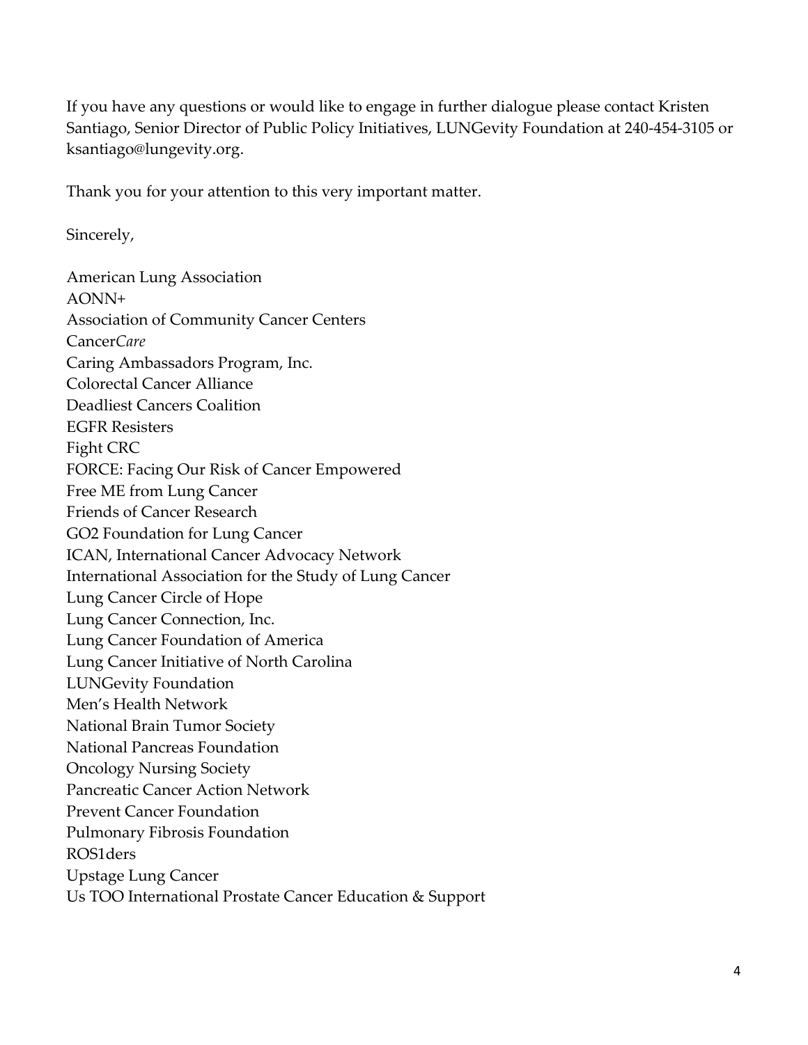If you have any questions or would like to engage in further dialogue please contact Kristen Santiago, Senior Director of Public Policy Initiatives, LUNGevity Foundation at 240-454-3105 or ksantiago@lungevity.org.

Thank you for your attention to this very important matter.

Sincerely,

American Lung Association
AONN+
Association of Community Cancer Centers
Cancer*Care*
Caring Ambassadors Program, Inc.
Colorectal Cancer Alliance
Deadliest Cancers Coalition
EGFR Resisters
Fight CRC
FORCE: Facing Our Risk of Cancer Empowered
Free ME from Lung Cancer
Friends of Cancer Research
GO2 Foundation for Lung Cancer
ICAN, International Cancer Advocacy Network
International Association for the Study of Lung Cancer
Lung Cancer Circle of Hope
Lung Cancer Connection, Inc.
Lung Cancer Foundation of America
Lung Cancer Initiative of North Carolina
LUNGevity Foundation
Men's Health Network
National Brain Tumor Society
National Pancreas Foundation
Oncology Nursing Society
Pancreatic Cancer Action Network
Prevent Cancer Foundation
Pulmonary Fibrosis Foundation
ROS1ders
Upstage Lung Cancer
Us TOO International Prostate Cancer Education & Support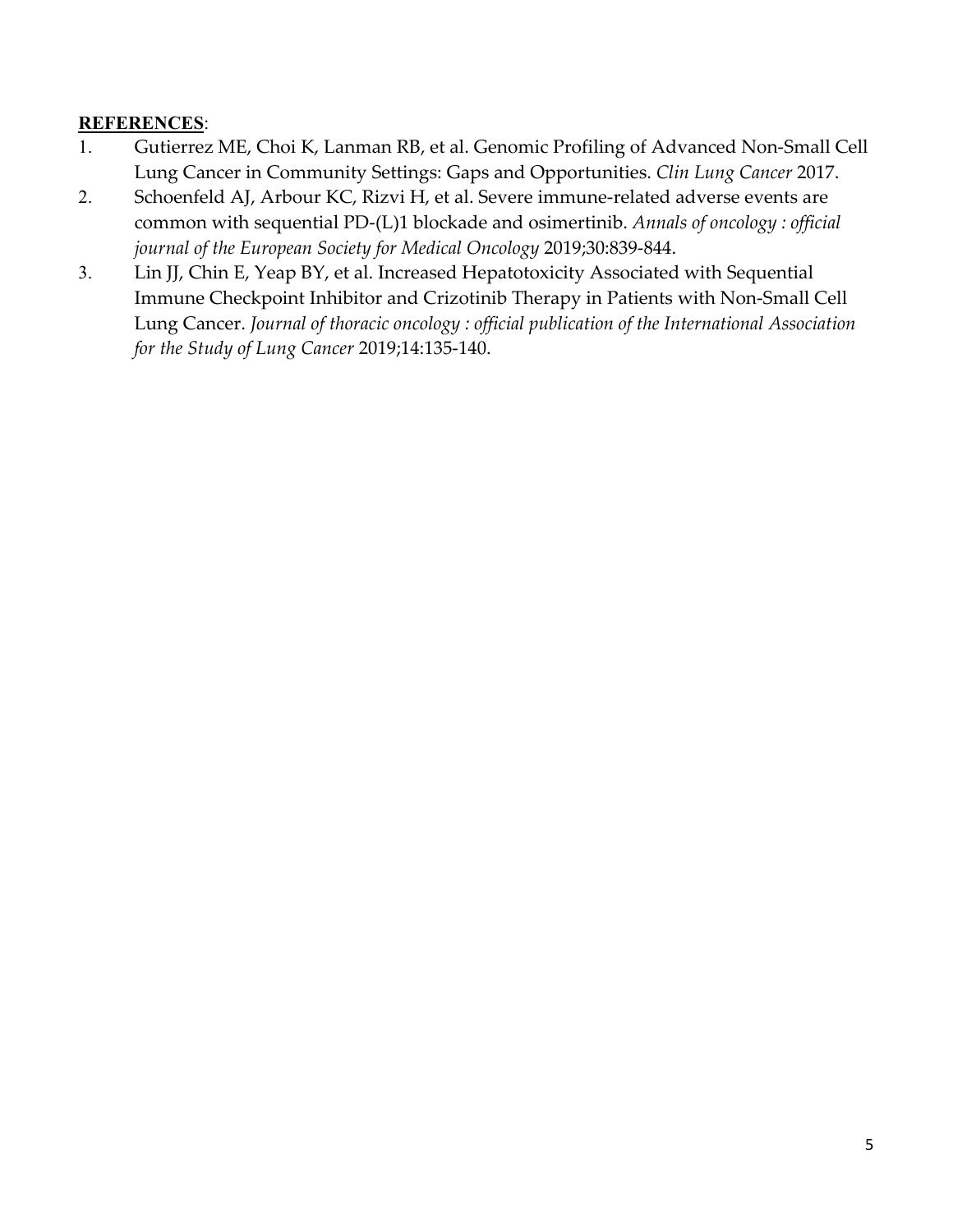**REFERENCES**:

1. Gutierrez ME, Choi K, Lanman RB, et al. Genomic Profiling of Advanced Non-Small Cell Lung Cancer in Community Settings: Gaps and Opportunities. *Clin Lung Cancer* 2017.
2. Schoenfeld AJ, Arbour KC, Rizvi H, et al. Severe immune-related adverse events are common with sequential PD-(L)1 blockade and osimertinib. *Annals of oncology : official journal of the European Society for Medical Oncology* 2019;30:839-844.
3. Lin JJ, Chin E, Yeap BY, et al. Increased Hepatotoxicity Associated with Sequential Immune Checkpoint Inhibitor and Crizotinib Therapy in Patients with Non-Small Cell Lung Cancer. *Journal of thoracic oncology : official publication of the International Association for the Study of Lung Cancer* 2019;14:135-140.